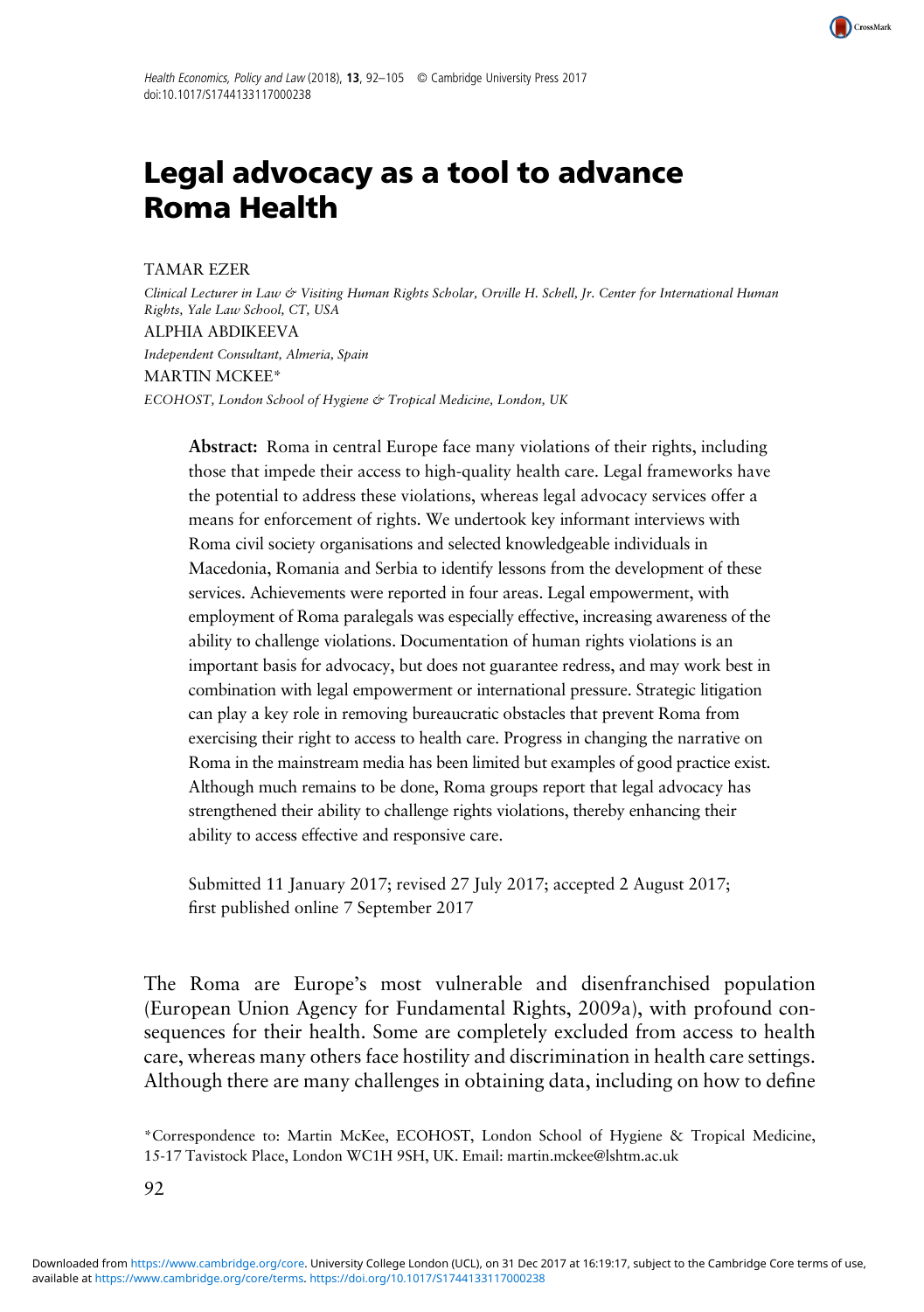# Legal advocacy as a tool to advance Roma Health

TAMAR EZER

*Clinical Lecturer in Law & Visiting Human Rights Scholar, Orville H. Schell, Jr. Center for International Human Rights, Yale Law School, CT, USA*

ALPHIA ABDIKEEVA

*Independent Consultant, Almeria, Spain*

MARTIN MCKEE*

*ECOHOST, London School of Hygiene & Tropical Medicine, London, UK*

**Abstract:** Roma in central Europe face many violations of their rights, including those that impede their access to high-quality health care. Legal frameworks have the potential to address these violations, whereas legal advocacy services offer a means for enforcement of rights. We undertook key informant interviews with Roma civil society organisations and selected knowledgeable individuals in Macedonia, Romania and Serbia to identify lessons from the development of these services. Achievements were reported in four areas. Legal empowerment, with employment of Roma paralegals was especially effective, increasing awareness of the ability to challenge violations. Documentation of human rights violations is an important basis for advocacy, but does not guarantee redress, and may work best in combination with legal empowerment or international pressure. Strategic litigation can play a key role in removing bureaucratic obstacles that prevent Roma from exercising their right to access to health care. Progress in changing the narrative on Roma in the mainstream media has been limited but examples of good practice exist. Although much remains to be done, Roma groups report that legal advocacy has strengthened their ability to challenge rights violations, thereby enhancing their ability to access effective and responsive care.

Submitted 11 January 2017; revised 27 July 2017; accepted 2 August 2017; first published online 7 September 2017

The Roma are Europe's most vulnerable and disenfranchised population (European Union Agency for Fundamental Rights, 2009a), with profound consequences for their health. Some are completely excluded from access to health care, whereas many others face hostility and discrimination in health care settings. Although there are many challenges in obtaining data, including on how to define

*Correspondence to: Martin McKee, ECOHOST, London School of Hygiene & Tropical Medicine, 15-17 Tavistock Place, London WC1H 9SH, UK. Email: martin.mckee@lshtm.ac.uk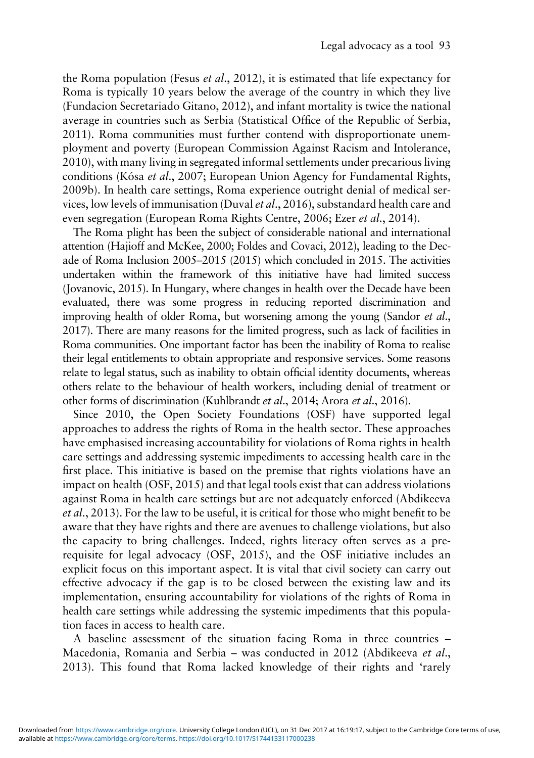the Roma population (Fesus *et al*., 2012), it is estimated that life expectancy for Roma is typically 10 years below the average of the country in which they live (Fundacion Secretariado Gitano, 2012), and infant mortality is twice the national average in countries such as Serbia (Statistical Office of the Republic of Serbia, 2011). Roma communities must further contend with disproportionate unemployment and poverty (European Commission Against Racism and Intolerance, 2010), with many living in segregated informal settlements under precarious living conditions (Kósa *et al*., 2007; European Union Agency for Fundamental Rights, 2009b). In health care settings, Roma experience outright denial of medical services, low levels of immunisation (Duval *et al*., 2016), substandard health care and even segregation (European Roma Rights Centre, 2006; Ezer *et al*., 2014).

The Roma plight has been the subject of considerable national and international attention (Hajioff and McKee, 2000; Foldes and Covaci, 2012), leading to the Decade of Roma Inclusion 2005–2015 (2015) which concluded in 2015. The activities undertaken within the framework of this initiative have had limited success (Jovanovic, 2015). In Hungary, where changes in health over the Decade have been evaluated, there was some progress in reducing reported discrimination and improving health of older Roma, but worsening among the young (Sandor *et al*., 2017). There are many reasons for the limited progress, such as lack of facilities in Roma communities. One important factor has been the inability of Roma to realise their legal entitlements to obtain appropriate and responsive services. Some reasons relate to legal status, such as inability to obtain official identity documents, whereas others relate to the behaviour of health workers, including denial of treatment or other forms of discrimination (Kuhlbrandt *et al*., 2014; Arora *et al*., 2016).

Since 2010, the Open Society Foundations (OSF) have supported legal approaches to address the rights of Roma in the health sector. These approaches have emphasised increasing accountability for violations of Roma rights in health care settings and addressing systemic impediments to accessing health care in the first place. This initiative is based on the premise that rights violations have an impact on health (OSF, 2015) and that legal tools exist that can address violations against Roma in health care settings but are not adequately enforced (Abdikeeva *et al*., 2013). For the law to be useful, it is critical for those who might benefit to be aware that they have rights and there are avenues to challenge violations, but also the capacity to bring challenges. Indeed, rights literacy often serves as a prerequisite for legal advocacy (OSF, 2015), and the OSF initiative includes an explicit focus on this important aspect. It is vital that civil society can carry out effective advocacy if the gap is to be closed between the existing law and its implementation, ensuring accountability for violations of the rights of Roma in health care settings while addressing the systemic impediments that this population faces in access to health care.

A baseline assessment of the situation facing Roma in three countries – Macedonia, Romania and Serbia – was conducted in 2012 (Abdikeeva *et al*., 2013). This found that Roma lacked knowledge of their rights and 'rarely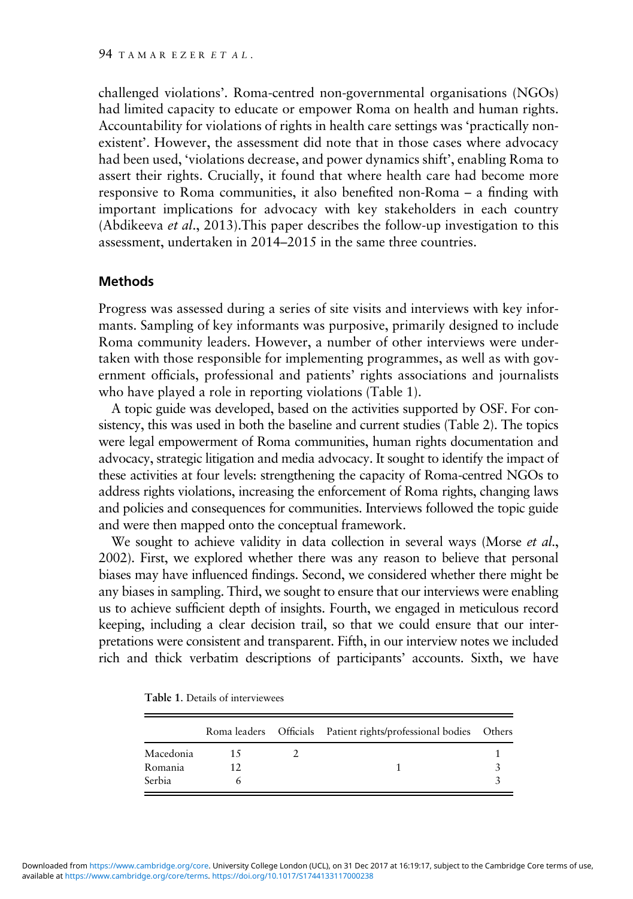challenged violations'. Roma-centred non-governmental organisations (NGOs) had limited capacity to educate or empower Roma on health and human rights. Accountability for violations of rights in health care settings was 'practically non-existent'. However, the assessment did note that in those cases where advocacy had been used, 'violations decrease, and power dynamics shift', enabling Roma to assert their rights. Crucially, it found that where health care had become more responsive to Roma communities, it also benefited non-Roma – a finding with important implications for advocacy with key stakeholders in each country (Abdikeeva *et al*., 2013).This paper describes the follow-up investigation to this assessment, undertaken in 2014–2015 in the same three countries.

## Methods

Progress was assessed during a series of site visits and interviews with key informants. Sampling of key informants was purposive, primarily designed to include Roma community leaders. However, a number of other interviews were undertaken with those responsible for implementing programmes, as well as with government officials, professional and patients' rights associations and journalists who have played a role in reporting violations (Table 1).

A topic guide was developed, based on the activities supported by OSF. For consistency, this was used in both the baseline and current studies (Table 2). The topics were legal empowerment of Roma communities, human rights documentation and advocacy, strategic litigation and media advocacy. It sought to identify the impact of these activities at four levels: strengthening the capacity of Roma-centred NGOs to address rights violations, increasing the enforcement of Roma rights, changing laws and policies and consequences for communities. Interviews followed the topic guide and were then mapped onto the conceptual framework.

We sought to achieve validity in data collection in several ways (Morse *et al*., 2002). First, we explored whether there was any reason to believe that personal biases may have influenced findings. Second, we considered whether there might be any biases in sampling. Third, we sought to ensure that our interviews were enabling us to achieve sufficient depth of insights. Fourth, we engaged in meticulous record keeping, including a clear decision trail, so that we could ensure that our interpretations were consistent and transparent. Fifth, in our interview notes we included rich and thick verbatim descriptions of participants' accounts. Sixth, we have

**Table 1**. Details of interviewees

| | Roma leaders | Officials | Patient rights/professional bodies | Others |
|---|---|---|---|---|
| Macedonia | 15 | 2 | | 1 |
| Romania | 12 | | 1 | 3 |
| Serbia | 6 | | | 3 |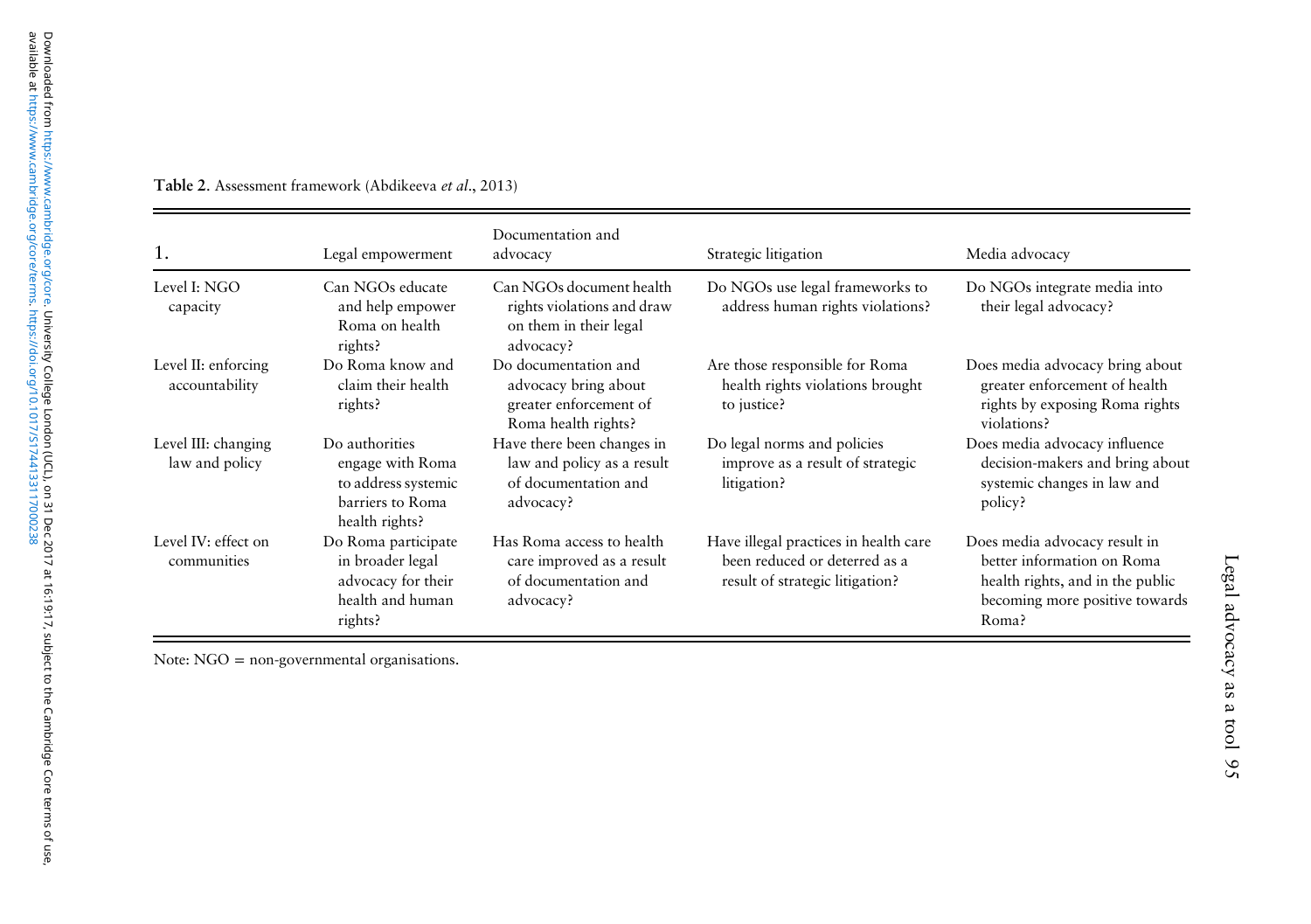**Table 2.** Assessment framework (Abdikeeva *et al*., 2013)

| 1. | Legal empowerment | Documentation and advocacy | Strategic litigation | Media advocacy |
|---|---|---|---|---|
| Level I: NGO capacity | Can NGOs educate and help empower Roma on health rights? | Can NGOs document health rights violations and draw on them in their legal advocacy? | Do NGOs use legal frameworks to address human rights violations? | Do NGOs integrate media into their legal advocacy? |
| Level II: enforcing accountability | Do Roma know and claim their health rights? | Do documentation and advocacy bring about greater enforcement of Roma health rights? | Are those responsible for Roma health rights violations brought to justice? | Does media advocacy bring about greater enforcement of health rights by exposing Roma rights violations? |
| Level III: changing law and policy | Do authorities engage with Roma to address systemic barriers to Roma health rights? | Have there been changes in law and policy as a result of documentation and advocacy? | Do legal norms and policies improve as a result of strategic litigation? | Does media advocacy influence decision-makers and bring about systemic changes in law and policy? |
| Level IV: effect on communities | Do Roma participate in broader legal advocacy for their health and human rights? | Has Roma access to health care improved as a result of documentation and advocacy? | Have illegal practices in health care been reduced or deterred as a result of strategic litigation? | Does media advocacy result in better information on Roma health rights, and in the public becoming more positive towards Roma? |

Note: NGO = non-governmental organisations.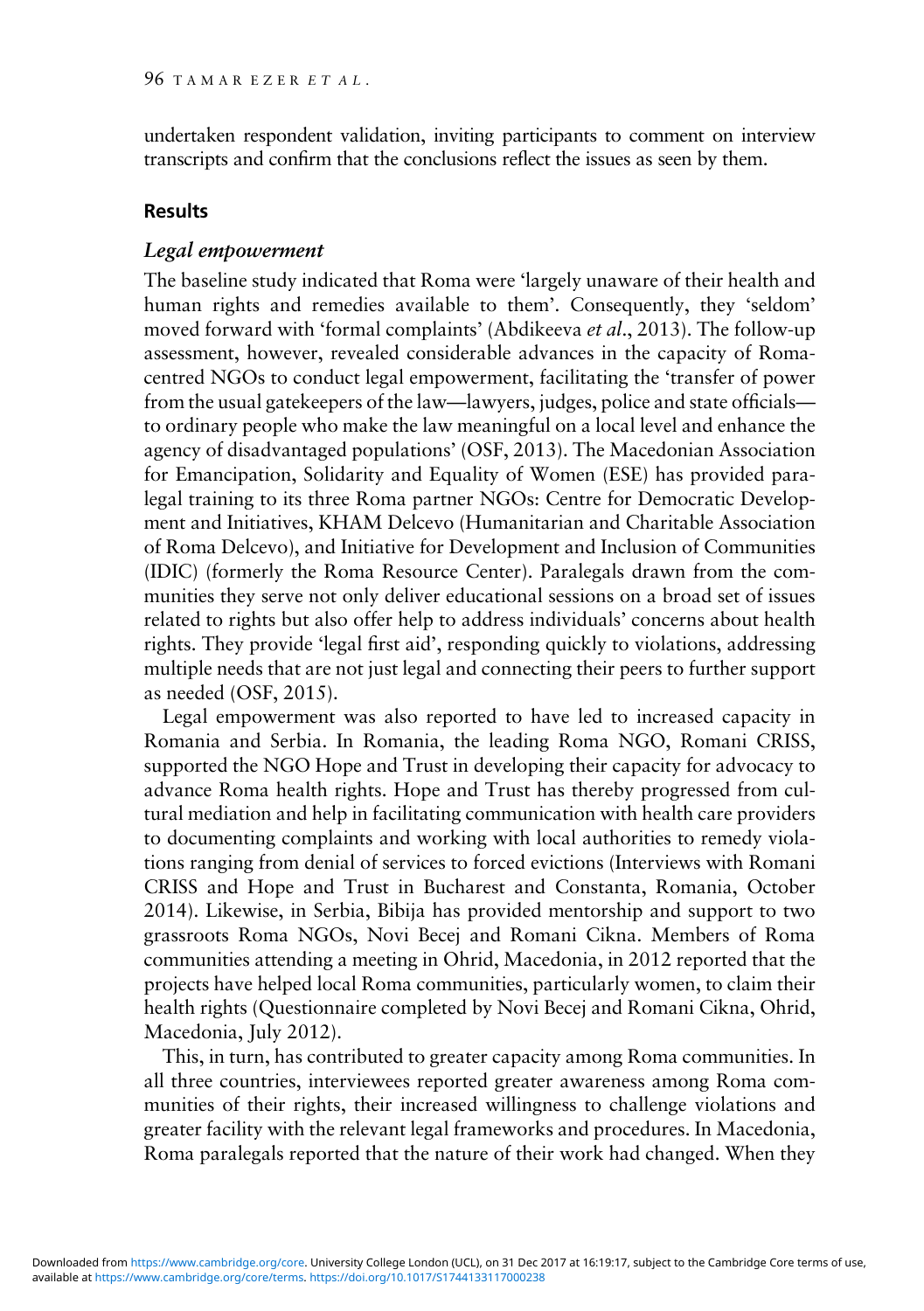undertaken respondent validation, inviting participants to comment on interview transcripts and confirm that the conclusions reflect the issues as seen by them.

## Results

### *Legal empowerment*

The baseline study indicated that Roma were 'largely unaware of their health and human rights and remedies available to them'. Consequently, they 'seldom' moved forward with 'formal complaints' (Abdikeeva *et al*., 2013). The follow-up assessment, however, revealed considerable advances in the capacity of Roma-centred NGOs to conduct legal empowerment, facilitating the 'transfer of power from the usual gatekeepers of the law—lawyers, judges, police and state officials—to ordinary people who make the law meaningful on a local level and enhance the agency of disadvantaged populations' (OSF, 2013). The Macedonian Association for Emancipation, Solidarity and Equality of Women (ESE) has provided paralegal training to its three Roma partner NGOs: Centre for Democratic Development and Initiatives, KHAM Delcevo (Humanitarian and Charitable Association of Roma Delcevo), and Initiative for Development and Inclusion of Communities (IDIC) (formerly the Roma Resource Center). Paralegals drawn from the communities they serve not only deliver educational sessions on a broad set of issues related to rights but also offer help to address individuals' concerns about health rights. They provide 'legal first aid', responding quickly to violations, addressing multiple needs that are not just legal and connecting their peers to further support as needed (OSF, 2015).

Legal empowerment was also reported to have led to increased capacity in Romania and Serbia. In Romania, the leading Roma NGO, Romani CRISS, supported the NGO Hope and Trust in developing their capacity for advocacy to advance Roma health rights. Hope and Trust has thereby progressed from cultural mediation and help in facilitating communication with health care providers to documenting complaints and working with local authorities to remedy violations ranging from denial of services to forced evictions (Interviews with Romani CRISS and Hope and Trust in Bucharest and Constanta, Romania, October 2014). Likewise, in Serbia, Bibija has provided mentorship and support to two grassroots Roma NGOs, Novi Becej and Romani Cikna. Members of Roma communities attending a meeting in Ohrid, Macedonia, in 2012 reported that the projects have helped local Roma communities, particularly women, to claim their health rights (Questionnaire completed by Novi Becej and Romani Cikna, Ohrid, Macedonia, July 2012).

This, in turn, has contributed to greater capacity among Roma communities. In all three countries, interviewees reported greater awareness among Roma communities of their rights, their increased willingness to challenge violations and greater facility with the relevant legal frameworks and procedures. In Macedonia, Roma paralegals reported that the nature of their work had changed. When they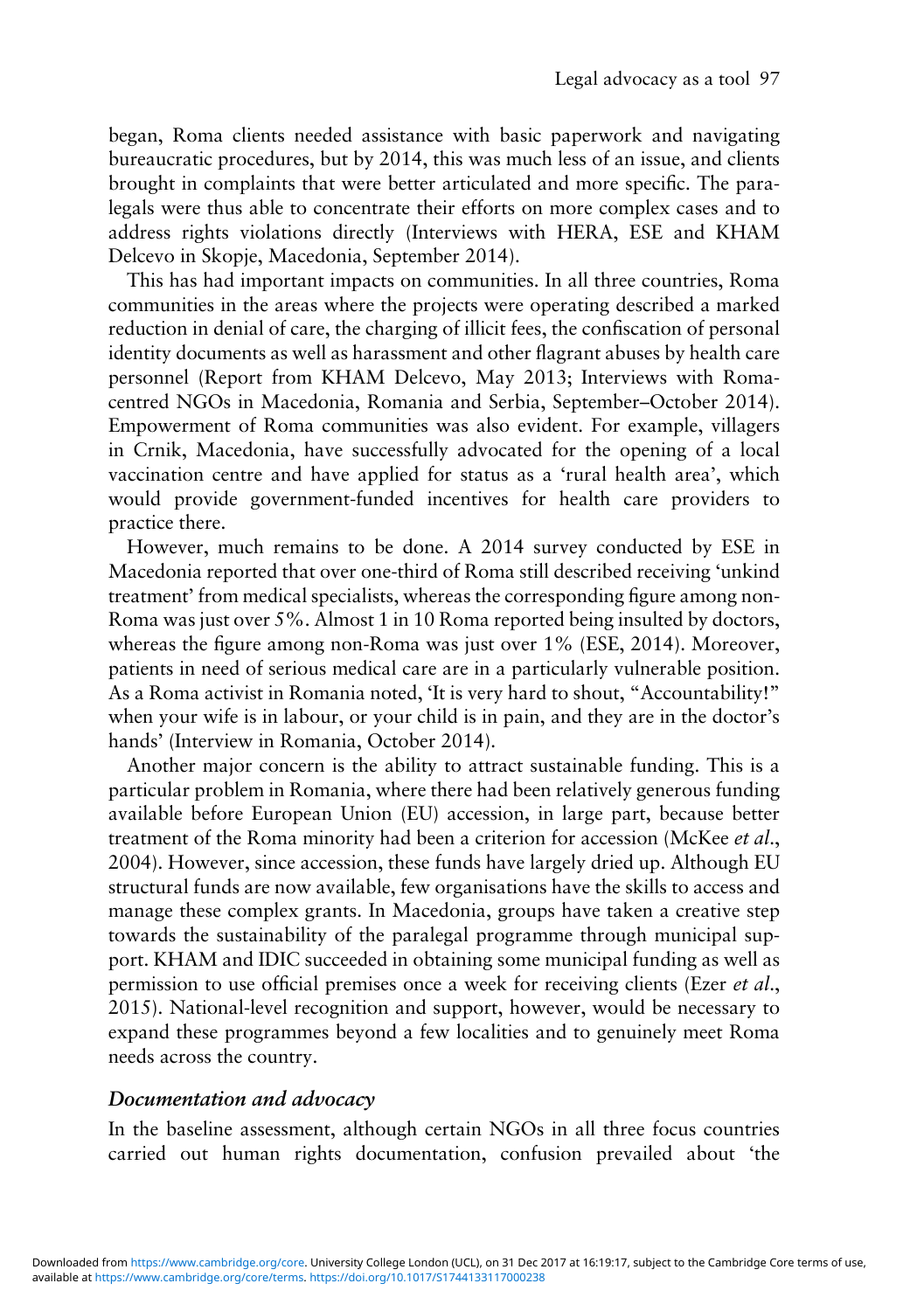began, Roma clients needed assistance with basic paperwork and navigating bureaucratic procedures, but by 2014, this was much less of an issue, and clients brought in complaints that were better articulated and more specific. The paralegals were thus able to concentrate their efforts on more complex cases and to address rights violations directly (Interviews with HERA, ESE and KHAM Delcevo in Skopje, Macedonia, September 2014).

This has had important impacts on communities. In all three countries, Roma communities in the areas where the projects were operating described a marked reduction in denial of care, the charging of illicit fees, the confiscation of personal identity documents as well as harassment and other flagrant abuses by health care personnel (Report from KHAM Delcevo, May 2013; Interviews with Roma-centred NGOs in Macedonia, Romania and Serbia, September–October 2014). Empowerment of Roma communities was also evident. For example, villagers in Crnik, Macedonia, have successfully advocated for the opening of a local vaccination centre and have applied for status as a 'rural health area', which would provide government-funded incentives for health care providers to practice there.

However, much remains to be done. A 2014 survey conducted by ESE in Macedonia reported that over one-third of Roma still described receiving 'unkind treatment' from medical specialists, whereas the corresponding figure among non-Roma was just over 5%. Almost 1 in 10 Roma reported being insulted by doctors, whereas the figure among non-Roma was just over 1% (ESE, 2014). Moreover, patients in need of serious medical care are in a particularly vulnerable position. As a Roma activist in Romania noted, 'It is very hard to shout, "Accountability!" when your wife is in labour, or your child is in pain, and they are in the doctor's hands' (Interview in Romania, October 2014).

Another major concern is the ability to attract sustainable funding. This is a particular problem in Romania, where there had been relatively generous funding available before European Union (EU) accession, in large part, because better treatment of the Roma minority had been a criterion for accession (McKee *et al.*, 2004). However, since accession, these funds have largely dried up. Although EU structural funds are now available, few organisations have the skills to access and manage these complex grants. In Macedonia, groups have taken a creative step towards the sustainability of the paralegal programme through municipal support. KHAM and IDIC succeeded in obtaining some municipal funding as well as permission to use official premises once a week for receiving clients (Ezer *et al.*, 2015). National-level recognition and support, however, would be necessary to expand these programmes beyond a few localities and to genuinely meet Roma needs across the country.

### *Documentation and advocacy*

In the baseline assessment, although certain NGOs in all three focus countries carried out human rights documentation, confusion prevailed about 'the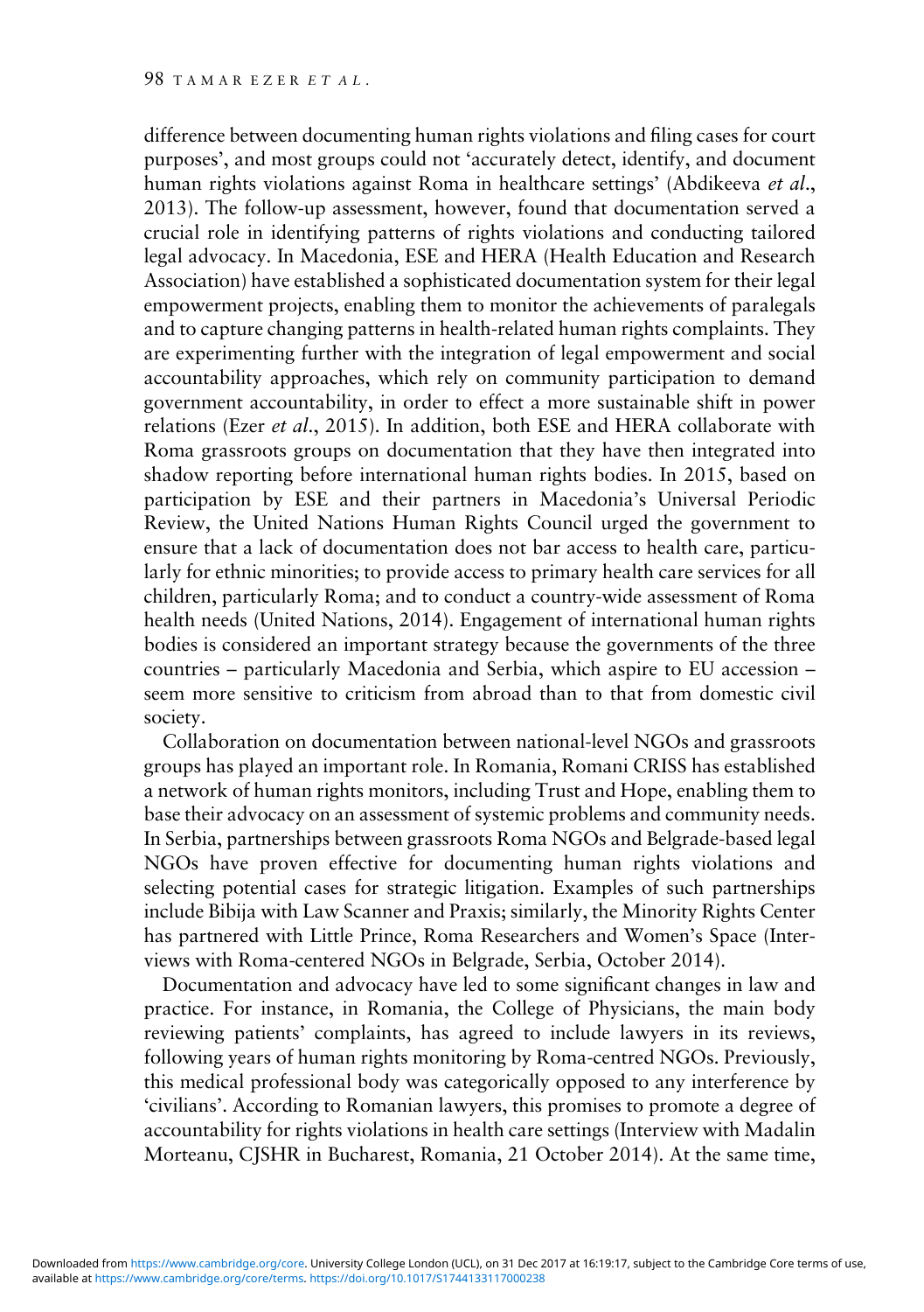difference between documenting human rights violations and filing cases for court purposes', and most groups could not 'accurately detect, identify, and document human rights violations against Roma in healthcare settings' (Abdikeeva *et al.*, 2013). The follow-up assessment, however, found that documentation served a crucial role in identifying patterns of rights violations and conducting tailored legal advocacy. In Macedonia, ESE and HERA (Health Education and Research Association) have established a sophisticated documentation system for their legal empowerment projects, enabling them to monitor the achievements of paralegals and to capture changing patterns in health-related human rights complaints. They are experimenting further with the integration of legal empowerment and social accountability approaches, which rely on community participation to demand government accountability, in order to effect a more sustainable shift in power relations (Ezer *et al.*, 2015). In addition, both ESE and HERA collaborate with Roma grassroots groups on documentation that they have then integrated into shadow reporting before international human rights bodies. In 2015, based on participation by ESE and their partners in Macedonia's Universal Periodic Review, the United Nations Human Rights Council urged the government to ensure that a lack of documentation does not bar access to health care, particularly for ethnic minorities; to provide access to primary health care services for all children, particularly Roma; and to conduct a country-wide assessment of Roma health needs (United Nations, 2014). Engagement of international human rights bodies is considered an important strategy because the governments of the three countries – particularly Macedonia and Serbia, which aspire to EU accession – seem more sensitive to criticism from abroad than to that from domestic civil society.

Collaboration on documentation between national-level NGOs and grassroots groups has played an important role. In Romania, Romani CRISS has established a network of human rights monitors, including Trust and Hope, enabling them to base their advocacy on an assessment of systemic problems and community needs. In Serbia, partnerships between grassroots Roma NGOs and Belgrade-based legal NGOs have proven effective for documenting human rights violations and selecting potential cases for strategic litigation. Examples of such partnerships include Bibija with Law Scanner and Praxis; similarly, the Minority Rights Center has partnered with Little Prince, Roma Researchers and Women's Space (Interviews with Roma-centered NGOs in Belgrade, Serbia, October 2014).

Documentation and advocacy have led to some significant changes in law and practice. For instance, in Romania, the College of Physicians, the main body reviewing patients' complaints, has agreed to include lawyers in its reviews, following years of human rights monitoring by Roma-centred NGOs. Previously, this medical professional body was categorically opposed to any interference by 'civilians'. According to Romanian lawyers, this promises to promote a degree of accountability for rights violations in health care settings (Interview with Madalin Morteanu, CJSHR in Bucharest, Romania, 21 October 2014). At the same time,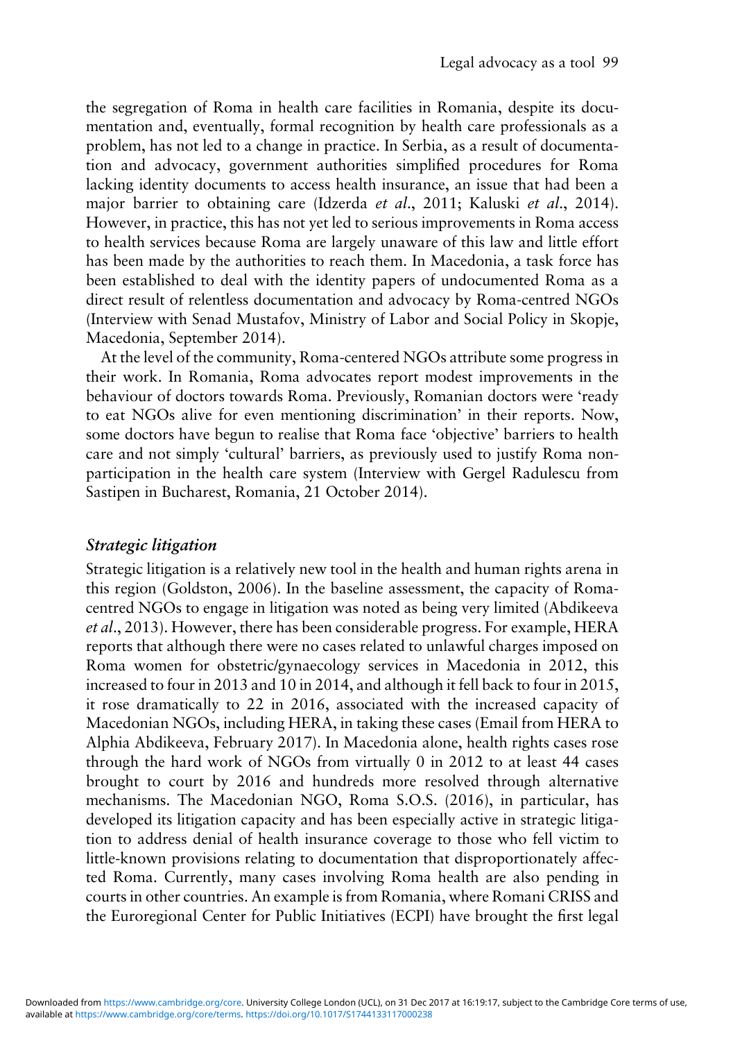the segregation of Roma in health care facilities in Romania, despite its documentation and, eventually, formal recognition by health care professionals as a problem, has not led to a change in practice. In Serbia, as a result of documentation and advocacy, government authorities simplified procedures for Roma lacking identity documents to access health insurance, an issue that had been a major barrier to obtaining care (Idzerda *et al*., 2011; Kaluski *et al*., 2014). However, in practice, this has not yet led to serious improvements in Roma access to health services because Roma are largely unaware of this law and little effort has been made by the authorities to reach them. In Macedonia, a task force has been established to deal with the identity papers of undocumented Roma as a direct result of relentless documentation and advocacy by Roma-centred NGOs (Interview with Senad Mustafov, Ministry of Labor and Social Policy in Skopje, Macedonia, September 2014).

At the level of the community, Roma-centered NGOs attribute some progress in their work. In Romania, Roma advocates report modest improvements in the behaviour of doctors towards Roma. Previously, Romanian doctors were 'ready to eat NGOs alive for even mentioning discrimination' in their reports. Now, some doctors have begun to realise that Roma face 'objective' barriers to health care and not simply 'cultural' barriers, as previously used to justify Roma non-participation in the health care system (Interview with Gergel Radulescu from Sastipen in Bucharest, Romania, 21 October 2014).

### *Strategic litigation*

Strategic litigation is a relatively new tool in the health and human rights arena in this region (Goldston, 2006). In the baseline assessment, the capacity of Roma-centred NGOs to engage in litigation was noted as being very limited (Abdikeeva *et al*., 2013). However, there has been considerable progress. For example, HERA reports that although there were no cases related to unlawful charges imposed on Roma women for obstetric/gynaecology services in Macedonia in 2012, this increased to four in 2013 and 10 in 2014, and although it fell back to four in 2015, it rose dramatically to 22 in 2016, associated with the increased capacity of Macedonian NGOs, including HERA, in taking these cases (Email from HERA to Alphia Abdikeeva, February 2017). In Macedonia alone, health rights cases rose through the hard work of NGOs from virtually 0 in 2012 to at least 44 cases brought to court by 2016 and hundreds more resolved through alternative mechanisms. The Macedonian NGO, Roma S.O.S. (2016), in particular, has developed its litigation capacity and has been especially active in strategic litigation to address denial of health insurance coverage to those who fell victim to little-known provisions relating to documentation that disproportionately affected Roma. Currently, many cases involving Roma health are also pending in courts in other countries. An example is from Romania, where Romani CRISS and the Euroregional Center for Public Initiatives (ECPI) have brought the first legal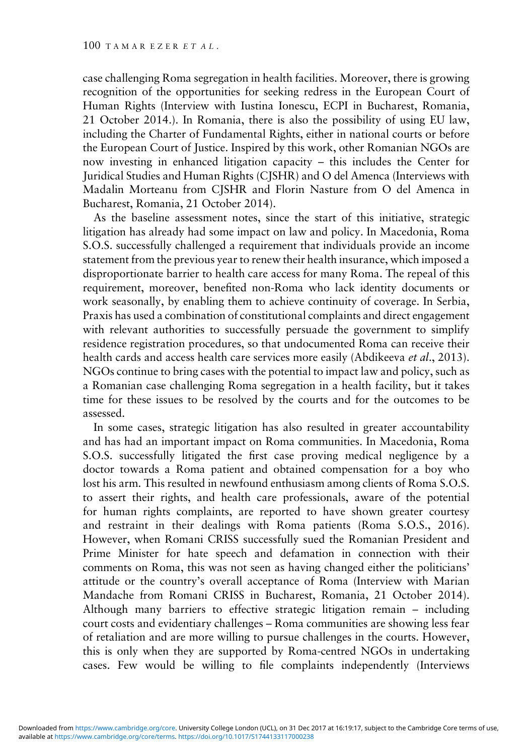case challenging Roma segregation in health facilities. Moreover, there is growing recognition of the opportunities for seeking redress in the European Court of Human Rights (Interview with Iustina Ionescu, ECPI in Bucharest, Romania, 21 October 2014.). In Romania, there is also the possibility of using EU law, including the Charter of Fundamental Rights, either in national courts or before the European Court of Justice. Inspired by this work, other Romanian NGOs are now investing in enhanced litigation capacity – this includes the Center for Juridical Studies and Human Rights (CJSHR) and O del Amenca (Interviews with Madalin Morteanu from CJSHR and Florin Nasture from O del Amenca in Bucharest, Romania, 21 October 2014).

As the baseline assessment notes, since the start of this initiative, strategic litigation has already had some impact on law and policy. In Macedonia, Roma S.O.S. successfully challenged a requirement that individuals provide an income statement from the previous year to renew their health insurance, which imposed a disproportionate barrier to health care access for many Roma. The repeal of this requirement, moreover, benefited non-Roma who lack identity documents or work seasonally, by enabling them to achieve continuity of coverage. In Serbia, Praxis has used a combination of constitutional complaints and direct engagement with relevant authorities to successfully persuade the government to simplify residence registration procedures, so that undocumented Roma can receive their health cards and access health care services more easily (Abdikeeva *et al.*, 2013). NGOs continue to bring cases with the potential to impact law and policy, such as a Romanian case challenging Roma segregation in a health facility, but it takes time for these issues to be resolved by the courts and for the outcomes to be assessed.

In some cases, strategic litigation has also resulted in greater accountability and has had an important impact on Roma communities. In Macedonia, Roma S.O.S. successfully litigated the first case proving medical negligence by a doctor towards a Roma patient and obtained compensation for a boy who lost his arm. This resulted in newfound enthusiasm among clients of Roma S.O.S. to assert their rights, and health care professionals, aware of the potential for human rights complaints, are reported to have shown greater courtesy and restraint in their dealings with Roma patients (Roma S.O.S., 2016). However, when Romani CRISS successfully sued the Romanian President and Prime Minister for hate speech and defamation in connection with their comments on Roma, this was not seen as having changed either the politicians' attitude or the country's overall acceptance of Roma (Interview with Marian Mandache from Romani CRISS in Bucharest, Romania, 21 October 2014). Although many barriers to effective strategic litigation remain – including court costs and evidentiary challenges – Roma communities are showing less fear of retaliation and are more willing to pursue challenges in the courts. However, this is only when they are supported by Roma-centred NGOs in undertaking cases. Few would be willing to file complaints independently (Interviews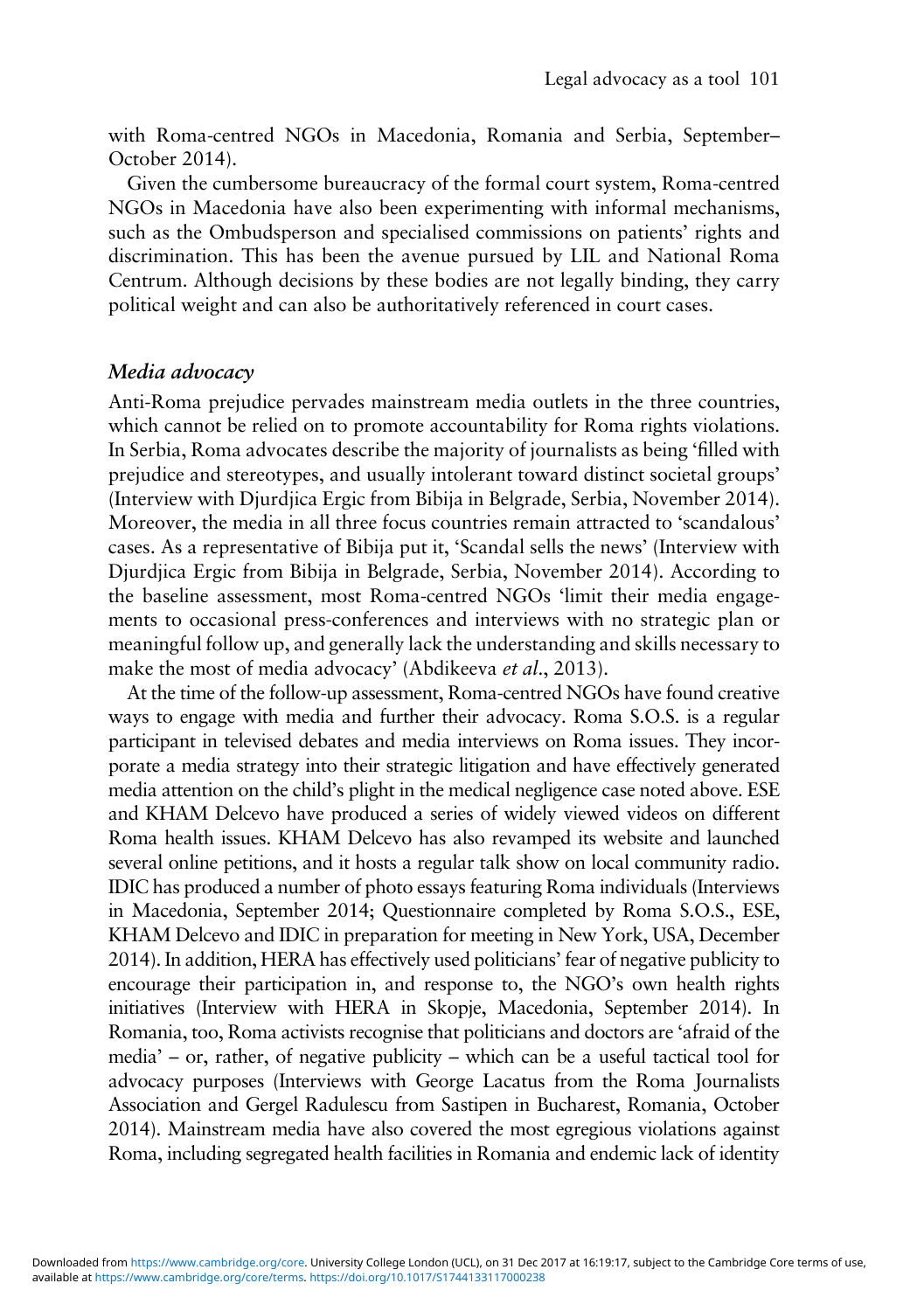with Roma-centred NGOs in Macedonia, Romania and Serbia, September–October 2014).

Given the cumbersome bureaucracy of the formal court system, Roma-centred NGOs in Macedonia have also been experimenting with informal mechanisms, such as the Ombudsperson and specialised commissions on patients' rights and discrimination. This has been the avenue pursued by LIL and National Roma Centrum. Although decisions by these bodies are not legally binding, they carry political weight and can also be authoritatively referenced in court cases.

### *Media advocacy*

Anti-Roma prejudice pervades mainstream media outlets in the three countries, which cannot be relied on to promote accountability for Roma rights violations. In Serbia, Roma advocates describe the majority of journalists as being 'filled with prejudice and stereotypes, and usually intolerant toward distinct societal groups' (Interview with Djurdjica Ergic from Bibija in Belgrade, Serbia, November 2014). Moreover, the media in all three focus countries remain attracted to 'scandalous' cases. As a representative of Bibija put it, 'Scandal sells the news' (Interview with Djurdjica Ergic from Bibija in Belgrade, Serbia, November 2014). According to the baseline assessment, most Roma-centred NGOs 'limit their media engagements to occasional press-conferences and interviews with no strategic plan or meaningful follow up, and generally lack the understanding and skills necessary to make the most of media advocacy' (Abdikeeva *et al.*, 2013).

At the time of the follow-up assessment, Roma-centred NGOs have found creative ways to engage with media and further their advocacy. Roma S.O.S. is a regular participant in televised debates and media interviews on Roma issues. They incorporate a media strategy into their strategic litigation and have effectively generated media attention on the child's plight in the medical negligence case noted above. ESE and KHAM Delcevo have produced a series of widely viewed videos on different Roma health issues. KHAM Delcevo has also revamped its website and launched several online petitions, and it hosts a regular talk show on local community radio. IDIC has produced a number of photo essays featuring Roma individuals (Interviews in Macedonia, September 2014; Questionnaire completed by Roma S.O.S., ESE, KHAM Delcevo and IDIC in preparation for meeting in New York, USA, December 2014). In addition, HERA has effectively used politicians' fear of negative publicity to encourage their participation in, and response to, the NGO's own health rights initiatives (Interview with HERA in Skopje, Macedonia, September 2014). In Romania, too, Roma activists recognise that politicians and doctors are 'afraid of the media' – or, rather, of negative publicity – which can be a useful tactical tool for advocacy purposes (Interviews with George Lacatus from the Roma Journalists Association and Gergel Radulescu from Sastipen in Bucharest, Romania, October 2014). Mainstream media have also covered the most egregious violations against Roma, including segregated health facilities in Romania and endemic lack of identity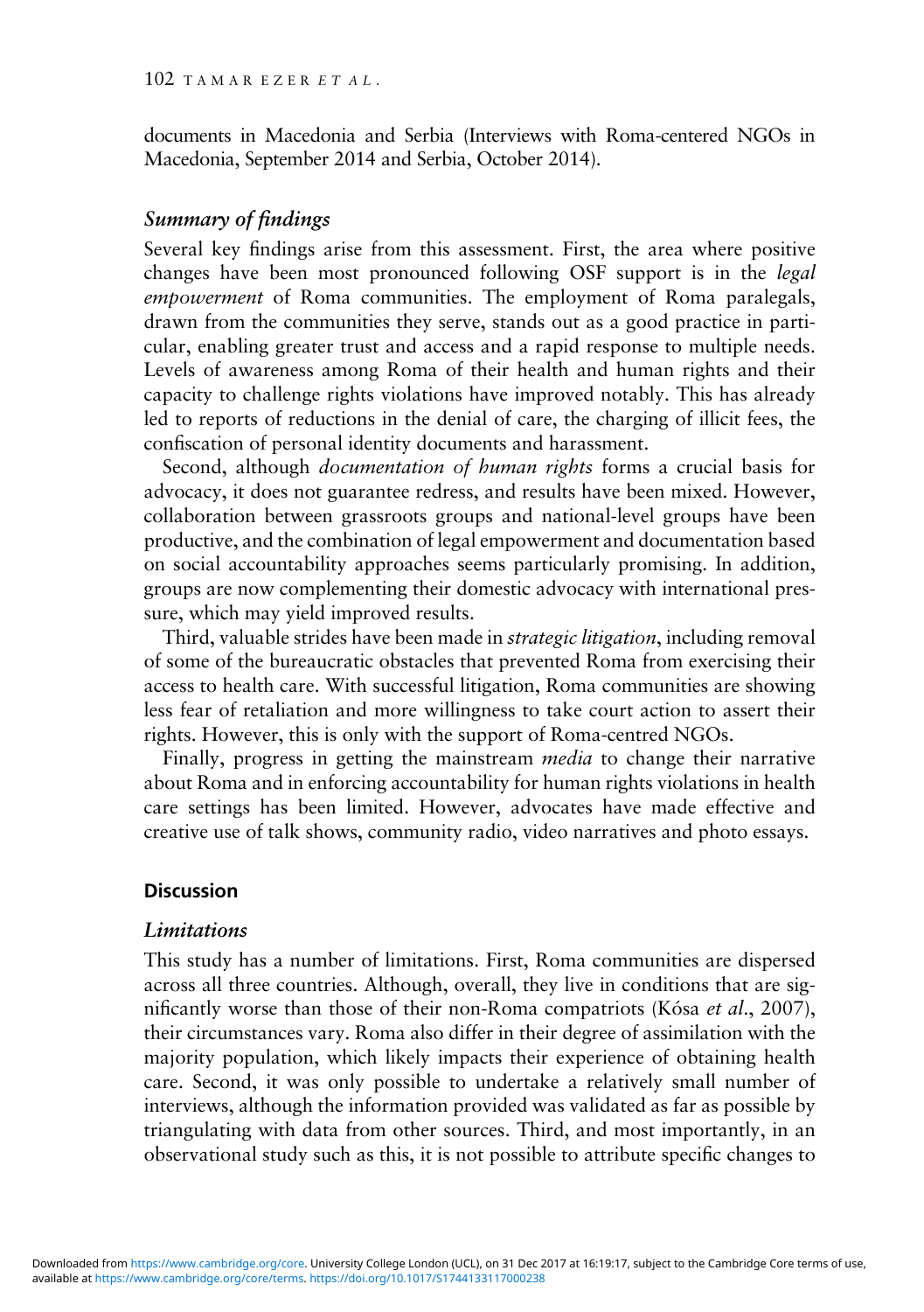documents in Macedonia and Serbia (Interviews with Roma-centered NGOs in Macedonia, September 2014 and Serbia, October 2014).

### *Summary of findings*

Several key findings arise from this assessment. First, the area where positive changes have been most pronounced following OSF support is in the *legal empowerment* of Roma communities. The employment of Roma paralegals, drawn from the communities they serve, stands out as a good practice in particular, enabling greater trust and access and a rapid response to multiple needs. Levels of awareness among Roma of their health and human rights and their capacity to challenge rights violations have improved notably. This has already led to reports of reductions in the denial of care, the charging of illicit fees, the confiscation of personal identity documents and harassment.

Second, although *documentation of human rights* forms a crucial basis for advocacy, it does not guarantee redress, and results have been mixed. However, collaboration between grassroots groups and national-level groups have been productive, and the combination of legal empowerment and documentation based on social accountability approaches seems particularly promising. In addition, groups are now complementing their domestic advocacy with international pressure, which may yield improved results.

Third, valuable strides have been made in *strategic litigation*, including removal of some of the bureaucratic obstacles that prevented Roma from exercising their access to health care. With successful litigation, Roma communities are showing less fear of retaliation and more willingness to take court action to assert their rights. However, this is only with the support of Roma-centred NGOs.

Finally, progress in getting the mainstream *media* to change their narrative about Roma and in enforcing accountability for human rights violations in health care settings has been limited. However, advocates have made effective and creative use of talk shows, community radio, video narratives and photo essays.

## **Discussion**

### *Limitations*

This study has a number of limitations. First, Roma communities are dispersed across all three countries. Although, overall, they live in conditions that are significantly worse than those of their non-Roma compatriots (Kósa *et al.*, 2007), their circumstances vary. Roma also differ in their degree of assimilation with the majority population, which likely impacts their experience of obtaining health care. Second, it was only possible to undertake a relatively small number of interviews, although the information provided was validated as far as possible by triangulating with data from other sources. Third, and most importantly, in an observational study such as this, it is not possible to attribute specific changes to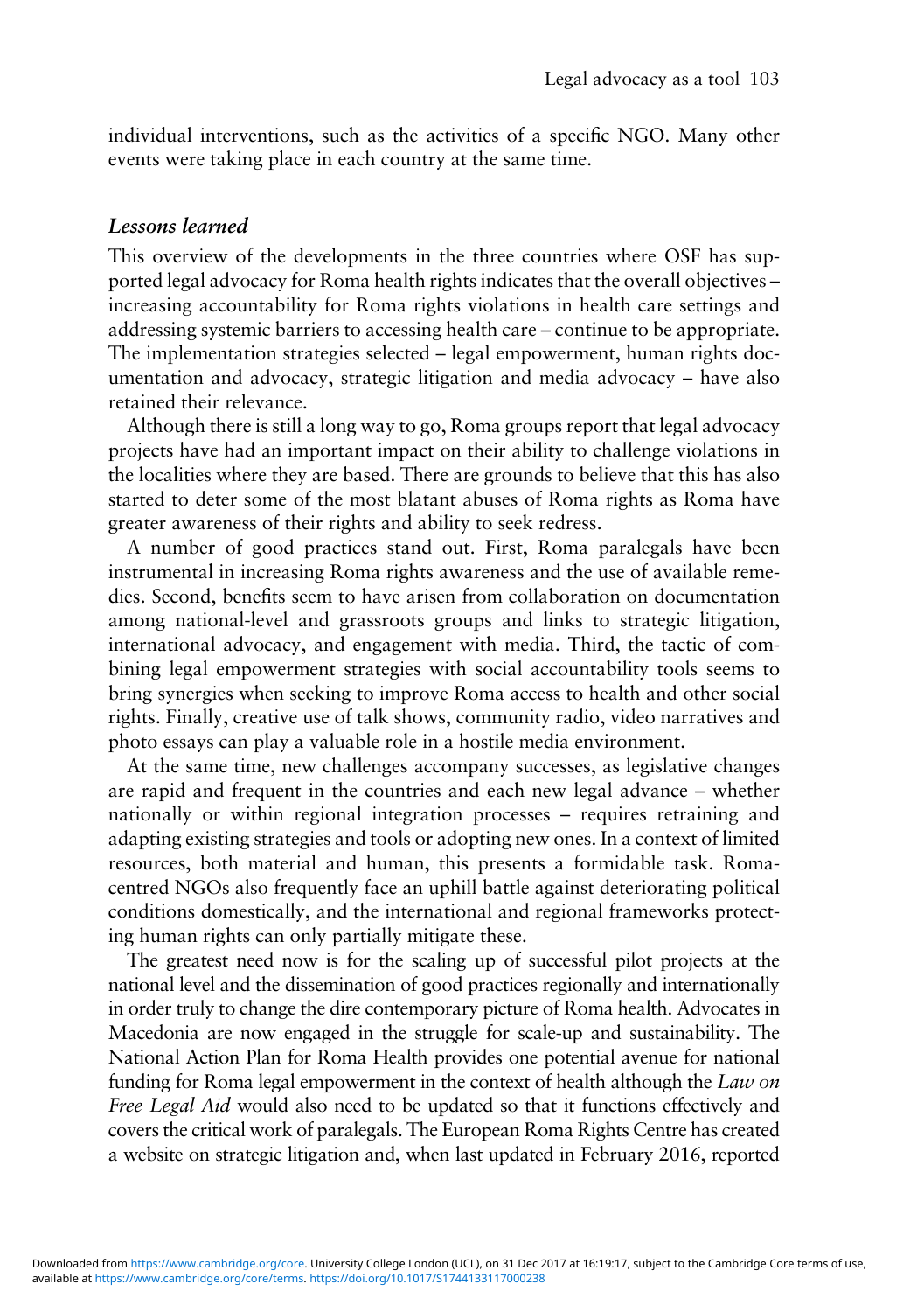individual interventions, such as the activities of a specific NGO. Many other events were taking place in each country at the same time.

### *Lessons learned*

This overview of the developments in the three countries where OSF has supported legal advocacy for Roma health rights indicates that the overall objectives – increasing accountability for Roma rights violations in health care settings and addressing systemic barriers to accessing health care – continue to be appropriate. The implementation strategies selected – legal empowerment, human rights documentation and advocacy, strategic litigation and media advocacy – have also retained their relevance.

Although there is still a long way to go, Roma groups report that legal advocacy projects have had an important impact on their ability to challenge violations in the localities where they are based. There are grounds to believe that this has also started to deter some of the most blatant abuses of Roma rights as Roma have greater awareness of their rights and ability to seek redress.

A number of good practices stand out. First, Roma paralegals have been instrumental in increasing Roma rights awareness and the use of available remedies. Second, benefits seem to have arisen from collaboration on documentation among national-level and grassroots groups and links to strategic litigation, international advocacy, and engagement with media. Third, the tactic of combining legal empowerment strategies with social accountability tools seems to bring synergies when seeking to improve Roma access to health and other social rights. Finally, creative use of talk shows, community radio, video narratives and photo essays can play a valuable role in a hostile media environment.

At the same time, new challenges accompany successes, as legislative changes are rapid and frequent in the countries and each new legal advance – whether nationally or within regional integration processes – requires retraining and adapting existing strategies and tools or adopting new ones. In a context of limited resources, both material and human, this presents a formidable task. Roma-centred NGOs also frequently face an uphill battle against deteriorating political conditions domestically, and the international and regional frameworks protecting human rights can only partially mitigate these.

The greatest need now is for the scaling up of successful pilot projects at the national level and the dissemination of good practices regionally and internationally in order truly to change the dire contemporary picture of Roma health. Advocates in Macedonia are now engaged in the struggle for scale-up and sustainability. The National Action Plan for Roma Health provides one potential avenue for national funding for Roma legal empowerment in the context of health although the *Law on Free Legal Aid* would also need to be updated so that it functions effectively and covers the critical work of paralegals. The European Roma Rights Centre has created a website on strategic litigation and, when last updated in February 2016, reported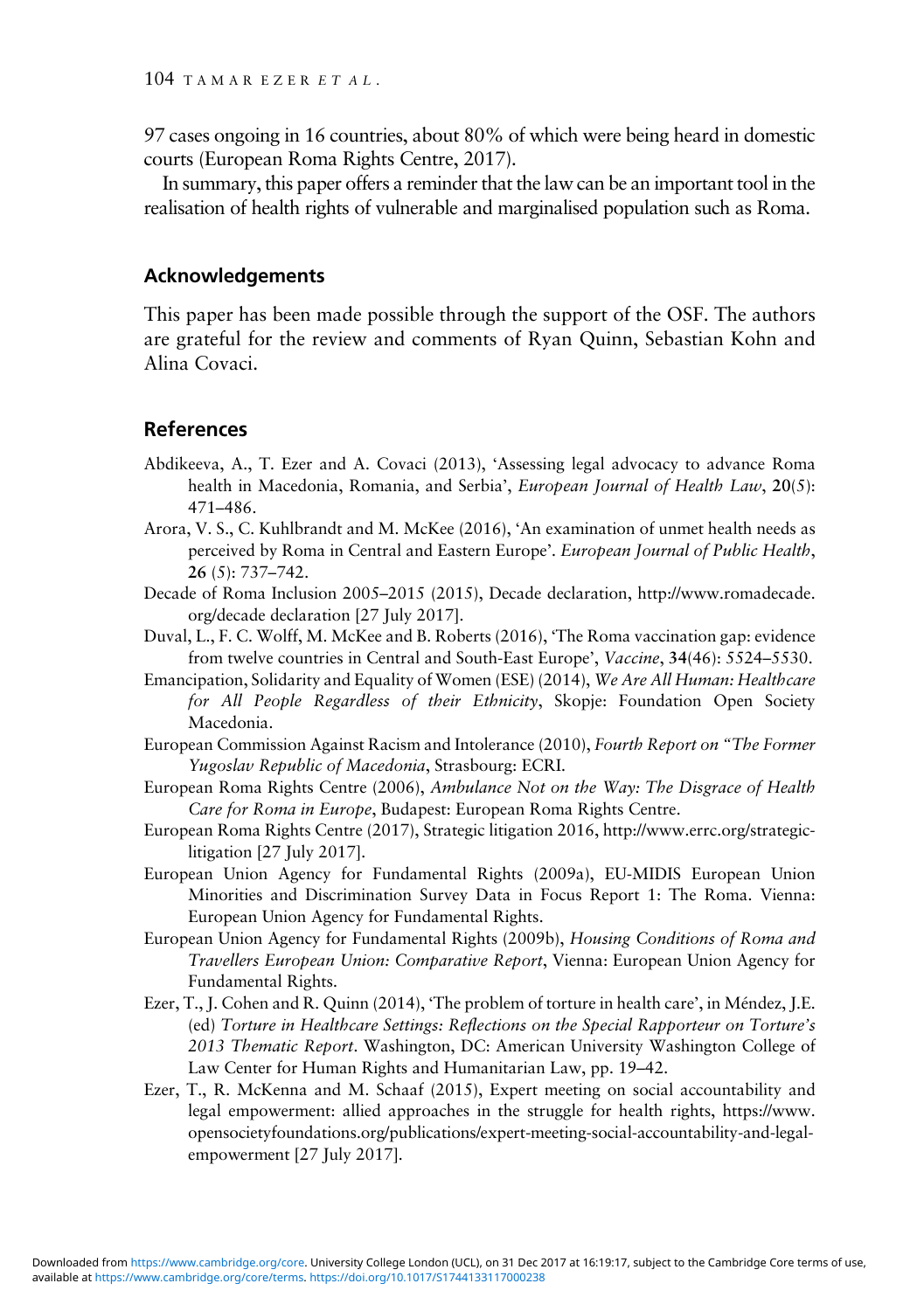97 cases ongoing in 16 countries, about 80% of which were being heard in domestic courts (European Roma Rights Centre, 2017).

In summary, this paper offers a reminder that the law can be an important tool in the realisation of health rights of vulnerable and marginalised population such as Roma.

## Acknowledgements

This paper has been made possible through the support of the OSF. The authors are grateful for the review and comments of Ryan Quinn, Sebastian Kohn and Alina Covaci.

## References

Abdikeeva, A., T. Ezer and A. Covaci (2013), 'Assessing legal advocacy to advance Roma health in Macedonia, Romania, and Serbia', *European Journal of Health Law*, **20**(5): 471–486.

Arora, V. S., C. Kuhlbrandt and M. McKee (2016), 'An examination of unmet health needs as perceived by Roma in Central and Eastern Europe'. *European Journal of Public Health*, **26** (5): 737–742.

Decade of Roma Inclusion 2005–2015 (2015), Decade declaration, http://www.romadecade.org/decade declaration [27 July 2017].

Duval, L., F. C. Wolff, M. McKee and B. Roberts (2016), 'The Roma vaccination gap: evidence from twelve countries in Central and South-East Europe', *Vaccine*, **34**(46): 5524–5530.

Emancipation, Solidarity and Equality of Women (ESE) (2014), *We Are All Human: Healthcare for All People Regardless of their Ethnicity*, Skopje: Foundation Open Society Macedonia.

European Commission Against Racism and Intolerance (2010), *Fourth Report on "The Former Yugoslav Republic of Macedonia*, Strasbourg: ECRI.

European Roma Rights Centre (2006), *Ambulance Not on the Way: The Disgrace of Health Care for Roma in Europe*, Budapest: European Roma Rights Centre.

European Roma Rights Centre (2017), Strategic litigation 2016, http://www.errc.org/strategic-litigation [27 July 2017].

European Union Agency for Fundamental Rights (2009a), EU-MIDIS European Union Minorities and Discrimination Survey Data in Focus Report 1: The Roma. Vienna: European Union Agency for Fundamental Rights.

European Union Agency for Fundamental Rights (2009b), *Housing Conditions of Roma and Travellers European Union: Comparative Report*, Vienna: European Union Agency for Fundamental Rights.

Ezer, T., J. Cohen and R. Quinn (2014), 'The problem of torture in health care', in Méndez, J.E. (ed) *Torture in Healthcare Settings: Reflections on the Special Rapporteur on Torture's 2013 Thematic Report*. Washington, DC: American University Washington College of Law Center for Human Rights and Humanitarian Law, pp. 19–42.

Ezer, T., R. McKenna and M. Schaaf (2015), Expert meeting on social accountability and legal empowerment: allied approaches in the struggle for health rights, https://www.opensocietyfoundations.org/publications/expert-meeting-social-accountability-and-legal-empowerment [27 July 2017].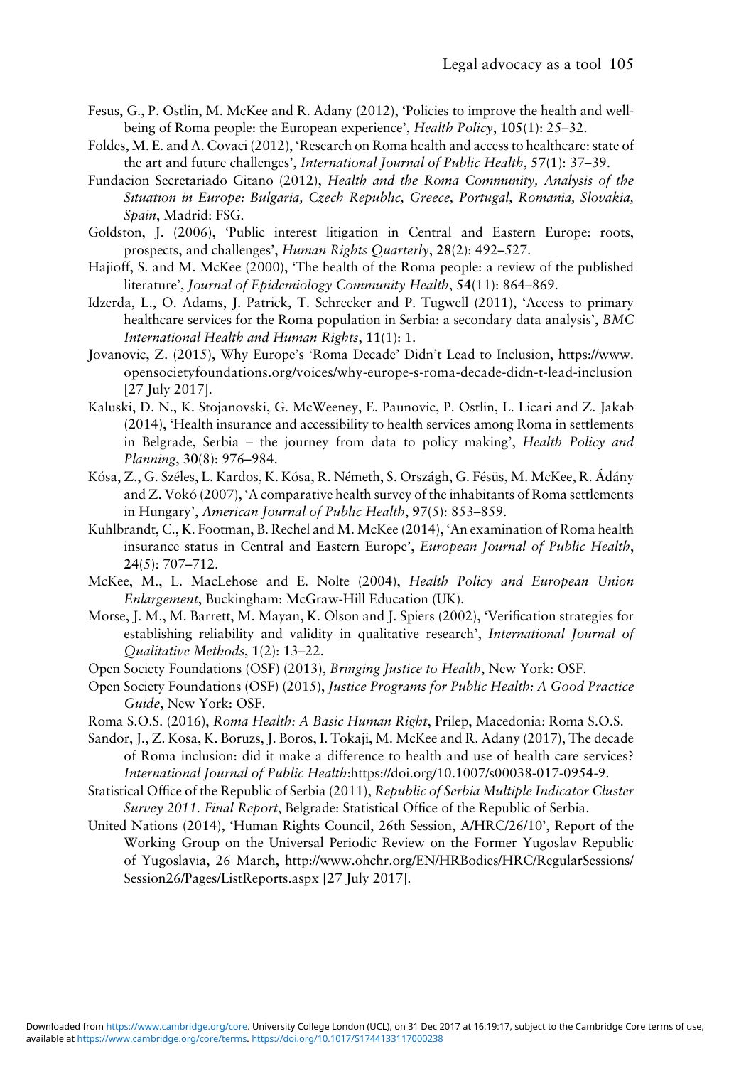Fesus, G., P. Ostlin, M. McKee and R. Adany (2012), 'Policies to improve the health and well-being of Roma people: the European experience', *Health Policy*, **105**(1): 25–32.

Foldes, M. E. and A. Covaci (2012), 'Research on Roma health and access to healthcare: state of the art and future challenges', *International Journal of Public Health*, **57**(1): 37–39.

Fundacion Secretariado Gitano (2012), *Health and the Roma Community, Analysis of the Situation in Europe: Bulgaria, Czech Republic, Greece, Portugal, Romania, Slovakia, Spain*, Madrid: FSG.

Goldston, J. (2006), 'Public interest litigation in Central and Eastern Europe: roots, prospects, and challenges', *Human Rights Quarterly*, **28**(2): 492–527.

Hajioff, S. and M. McKee (2000), 'The health of the Roma people: a review of the published literature', *Journal of Epidemiology Community Health*, **54**(11): 864–869.

Idzerda, L., O. Adams, J. Patrick, T. Schrecker and P. Tugwell (2011), 'Access to primary healthcare services for the Roma population in Serbia: a secondary data analysis', *BMC International Health and Human Rights*, **11**(1): 1.

Jovanovic, Z. (2015), Why Europe's 'Roma Decade' Didn't Lead to Inclusion, https://www.opensocietyfoundations.org/voices/why-europe-s-roma-decade-didn-t-lead-inclusion [27 July 2017].

Kaluski, D. N., K. Stojanovski, G. McWeeney, E. Paunovic, P. Ostlin, L. Licari and Z. Jakab (2014), 'Health insurance and accessibility to health services among Roma in settlements in Belgrade, Serbia – the journey from data to policy making', *Health Policy and Planning*, **30**(8): 976–984.

Kósa, Z., G. Széles, L. Kardos, K. Kósa, R. Németh, S. Országh, G. Fésüs, M. McKee, R. Ádány and Z. Vokó (2007), 'A comparative health survey of the inhabitants of Roma settlements in Hungary', *American Journal of Public Health*, **97**(5): 853–859.

Kuhlbrandt, C., K. Footman, B. Rechel and M. McKee (2014), 'An examination of Roma health insurance status in Central and Eastern Europe', *European Journal of Public Health*, **24**(5): 707–712.

McKee, M., L. MacLehose and E. Nolte (2004), *Health Policy and European Union Enlargement*, Buckingham: McGraw-Hill Education (UK).

Morse, J. M., M. Barrett, M. Mayan, K. Olson and J. Spiers (2002), 'Verification strategies for establishing reliability and validity in qualitative research', *International Journal of Qualitative Methods*, **1**(2): 13–22.

Open Society Foundations (OSF) (2013), *Bringing Justice to Health*, New York: OSF.

Open Society Foundations (OSF) (2015), *Justice Programs for Public Health: A Good Practice Guide*, New York: OSF.

Roma S.O.S. (2016), *Roma Health: A Basic Human Right*, Prilep, Macedonia: Roma S.O.S.

Sandor, J., Z. Kosa, K. Boruzs, J. Boros, I. Tokaji, M. McKee and R. Adany (2017), The decade of Roma inclusion: did it make a difference to health and use of health care services? *International Journal of Public Health*:https://doi.org/10.1007/s00038-017-0954-9.

Statistical Office of the Republic of Serbia (2011), *Republic of Serbia Multiple Indicator Cluster Survey 2011. Final Report*, Belgrade: Statistical Office of the Republic of Serbia.

United Nations (2014), 'Human Rights Council, 26th Session, A/HRC/26/10', Report of the Working Group on the Universal Periodic Review on the Former Yugoslav Republic of Yugoslavia, 26 March, http://www.ohchr.org/EN/HRBodies/HRC/RegularSessions/Session26/Pages/ListReports.aspx [27 July 2017].